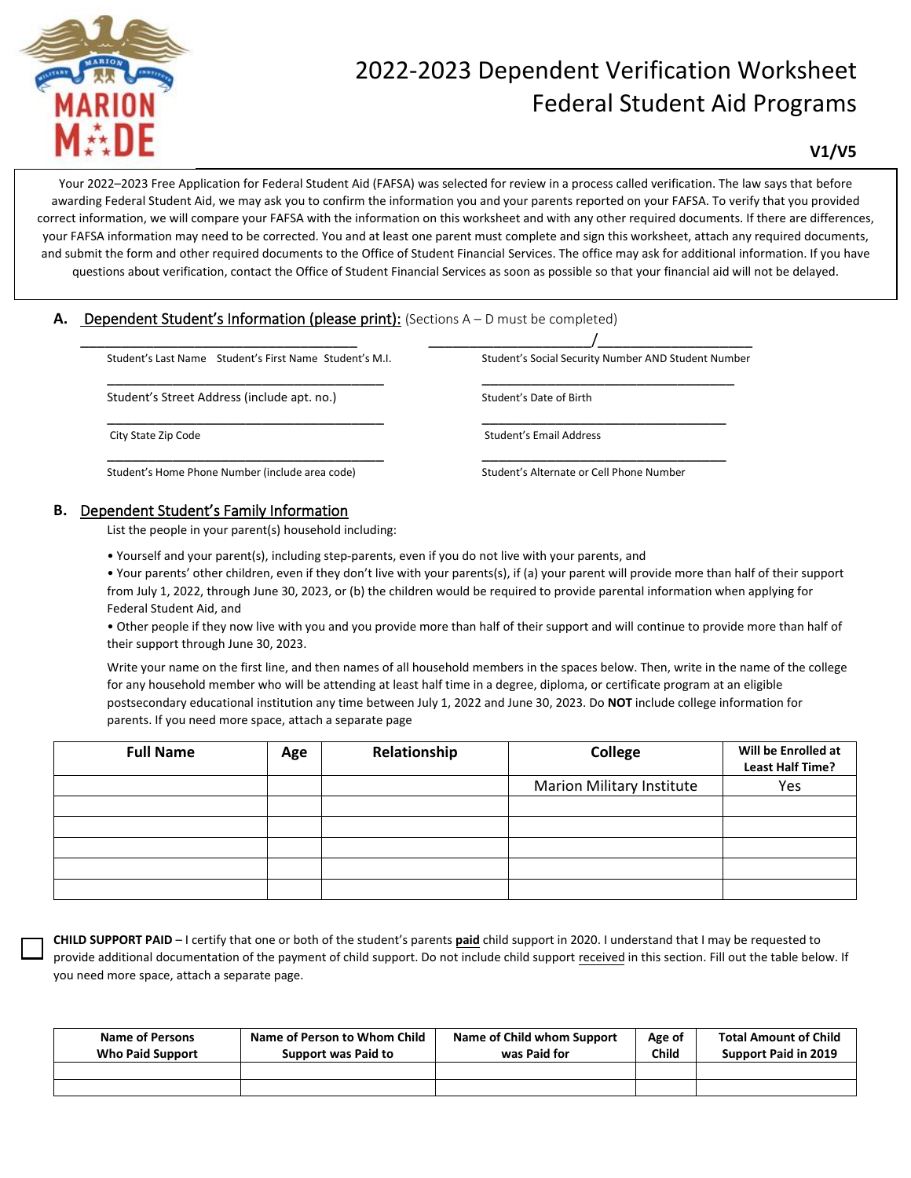# 2022-2023 Dependent Verification Worksheet
# Federal Student Aid Programs

**V1/V5**

Your 2022–2023 Free Application for Federal Student Aid (FAFSA) was selected for review in a process called verification. The law says that before awarding Federal Student Aid, we may ask you to confirm the information you and your parents reported on your FAFSA. To verify that you provided correct information, we will compare your FAFSA with the information on this worksheet and with any other required documents. If there are differences, your FAFSA information may need to be corrected. You and at least one parent must complete and sign this worksheet, attach any required documents, and submit the form and other required documents to the Office of Student Financial Services. The office may ask for additional information. If you have questions about verification, contact the Office of Student Financial Services as soon as possible so that your financial aid will not be delayed.

## A. Dependent Student's Information (please print): (Sections A – D must be completed)

\_\_\_\_\_\_\_\_\_\_\_\_\_\_\_\_\_\_\_\_\_\_\_\_\_\_\_\_\_\_\_\_\_\_\_\_
Student's Last Name    Student's First Name    Student's M.I.

\_\_\_\_\_\_\_\_\_\_\_\_\_\_\_\_\_\_\_\_\_/\_\_\_\_\_\_\_\_\_\_\_\_\_\_\_\_\_\_\_\_
Student's Social Security Number AND Student Number

\_\_\_\_\_\_\_\_\_\_\_\_\_\_\_\_\_\_\_\_\_\_\_\_\_\_\_\_\_\_\_\_\_\_\_\_
Student's Street Address (include apt. no.)

\_\_\_\_\_\_\_\_\_\_\_\_\_\_\_\_\_\_\_\_\_\_\_\_\_\_\_\_\_\_\_\_\_\_\_\_
Student's Date of Birth

\_\_\_\_\_\_\_\_\_\_\_\_\_\_\_\_\_\_\_\_\_\_\_\_\_\_\_\_\_\_\_\_\_\_\_\_
City State Zip Code

\_\_\_\_\_\_\_\_\_\_\_\_\_\_\_\_\_\_\_\_\_\_\_\_\_\_\_\_\_\_\_\_\_\_\_\_
Student's Email Address

\_\_\_\_\_\_\_\_\_\_\_\_\_\_\_\_\_\_\_\_\_\_\_\_\_\_\_\_\_\_\_\_\_\_\_\_
Student's Home Phone Number (include area code)

\_\_\_\_\_\_\_\_\_\_\_\_\_\_\_\_\_\_\_\_\_\_\_\_\_\_\_\_\_\_\_\_\_\_\_\_
Student's Alternate or Cell Phone Number

## B. Dependent Student's Family Information

List the people in your parent(s) household including:

- Yourself and your parent(s), including step-parents, even if you do not live with your parents, and
- Your parents' other children, even if they don't live with your parents(s), if (a) your parent will provide more than half of their support from July 1, 2022, through June 30, 2023, or (b) the children would be required to provide parental information when applying for Federal Student Aid, and
- Other people if they now live with you and you provide more than half of their support and will continue to provide more than half of their support through June 30, 2023.

Write your name on the first line, and then names of all household members in the spaces below. Then, write in the name of the college for any household member who will be attending at least half time in a degree, diploma, or certificate program at an eligible postsecondary educational institution any time between July 1, 2022 and June 30, 2023. Do **NOT** include college information for parents. If you need more space, attach a separate page

| Full Name | Age | Relationship | College | Will be Enrolled at Least Half Time? |
|---|---|---|---|---|
| | | | Marion Military Institute | Yes |
| | | | | |
| | | | | |
| | | | | |
| | | | | |
| | | | | |

☐ **CHILD SUPPORT PAID** – I certify that one or both of the student's parents **paid** child support in 2020. I understand that I may be requested to provide additional documentation of the payment of child support. Do not include child support received in this section. Fill out the table below. If you need more space, attach a separate page.

| Name of Persons Who Paid Support | Name of Person to Whom Child Support was Paid to | Name of Child whom Support was Paid for | Age of Child | Total Amount of Child Support Paid in 2019 |
|---|---|---|---|---|
| | | | | |
| | | | | |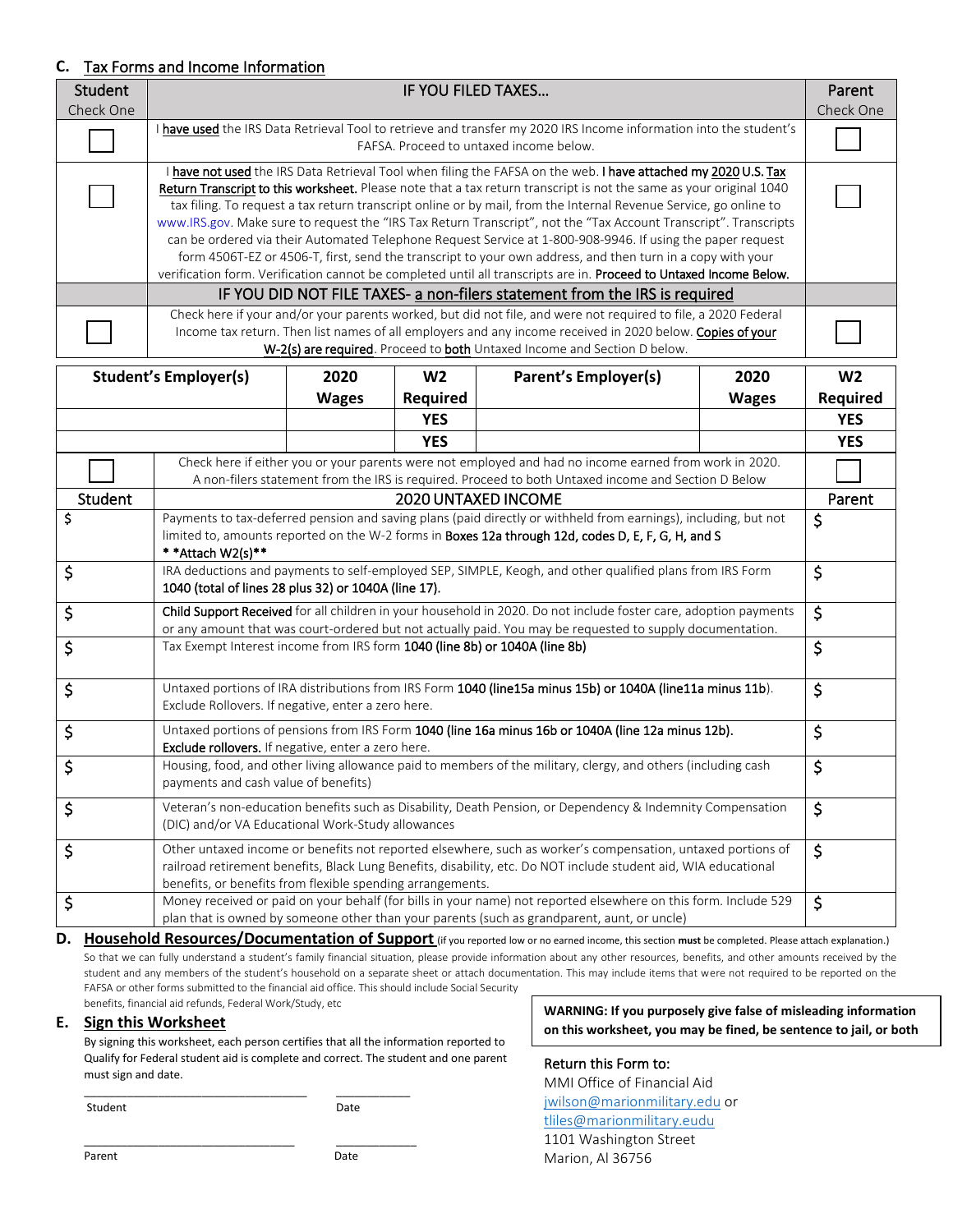## C. Tax Forms and Income Information

| Student Check One | IF YOU FILED TAXES… | Parent Check One |
|---|---|---|
| ☐ | I **have used** the IRS Data Retrieval Tool to retrieve and transfer my 2020 IRS Income information into the student's FAFSA. Proceed to untaxed income below. | ☐ |
| ☐ | I **have not used** the IRS Data Retrieval Tool when filing the FAFSA on the web. **I have attached my 2020 U.S. Tax Return Transcript to this worksheet.** Please note that a tax return transcript is not the same as your original 1040 tax filing. To request a tax return transcript online or by mail, from the Internal Revenue Service, go online to www.IRS.gov. Make sure to request the "IRS Tax Return Transcript", not the "Tax Account Transcript". Transcripts can be ordered via their Automated Telephone Request Service at 1-800-908-9946. If using the paper request form 4506T-EZ or 4506-T, first, send the transcript to your own address, and then turn in a copy with your verification form. Verification cannot be completed until all transcripts are in. **Proceed to Untaxed Income Below.** | ☐ |
| | IF YOU DID NOT FILE TAXES- a non-filers statement from the IRS is required | |
| ☐ | Check here if your and/or your parents worked, but did not file, and were not required to file, a 2020 Federal Income tax return. Then list names of all employers and any income received in 2020 below. Copies of your W-2(s) are required. Proceed to **both** Untaxed Income and Section D below. | ☐ |

| Student's Employer(s) | 2020 Wages | W2 Required | Parent's Employer(s) | 2020 Wages | W2 Required |
|---|---|---|---|---|---|
| | | YES | | | YES |
| | | YES | | | YES |

| Student | 2020 UNTAXED INCOME | Parent |
|---|---|---|
| ☐ | Check here if either you or your parents were not employed and had no income earned from work in 2020. A non-filers statement from the IRS is required. Proceed to both Untaxed income and Section D Below | ☐ |
| $ | Payments to tax-deferred pension and saving plans (paid directly or withheld from earnings), including, but not limited to, amounts reported on the W-2 forms in **Boxes 12a through 12d, codes D, E, F, G, H, and S** **Attach W2(s)** | $ |
| $ | IRA deductions and payments to self-employed SEP, SIMPLE, Keogh, and other qualified plans from IRS Form **1040 (total of lines 28 plus 32) or 1040A (line 17).** | $ |
| $ | **Child Support Received** for all children in your household in 2020. Do not include foster care, adoption payments or any amount that was court-ordered but not actually paid. You may be requested to supply documentation. | $ |
| $ | Tax Exempt Interest income from IRS form **1040 (line 8b) or 1040A (line 8b)** | $ |
| $ | Untaxed portions of IRA distributions from IRS Form **1040 (line15a minus 15b) or 1040A (line11a minus 11b)**. Exclude Rollovers. If negative, enter a zero here. | $ |
| $ | Untaxed portions of pensions from IRS Form **1040 (line 16a minus 16b or 1040A (line 12a minus 12b). Exclude rollovers.** If negative, enter a zero here. | $ |
| $ | Housing, food, and other living allowance paid to members of the military, clergy, and others (including cash payments and cash value of benefits) | $ |
| $ | Veteran's non-education benefits such as Disability, Death Pension, or Dependency & Indemnity Compensation (DIC) and/or VA Educational Work-Study allowances | $ |
| $ | Other untaxed income or benefits not reported elsewhere, such as worker's compensation, untaxed portions of railroad retirement benefits, Black Lung Benefits, disability, etc. Do NOT include student aid, WIA educational benefits, or benefits from flexible spending arrangements. | $ |
| $ | Money received or paid on your behalf (for bills in your name) not reported elsewhere on this form. Include 529 plan that is owned by someone other than your parents (such as grandparent, aunt, or uncle) | $ |

## D. Household Resources/Documentation of Support (if you reported low or no earned income, this section **must** be completed. Please attach explanation.)

So that we can fully understand a student's family financial situation, please provide information about any other resources, benefits, and other amounts received by the student and any members of the student's household on a separate sheet or attach documentation. This may include items that were not required to be reported on the FAFSA or other forms submitted to the financial aid office. This should include Social Security benefits, financial aid refunds, Federal Work/Study, etc

## E. Sign this Worksheet

By signing this worksheet, each person certifies that all the information reported to Qualify for Federal student aid is complete and correct. The student and one parent must sign and date.

______________________________ ____________
Student Date

______________________________ ____________
Parent Date

**WARNING: If you purposely give false of misleading information on this worksheet, you may be fined, be sentence to jail, or both**

Return this Form to:
MMI Office of Financial Aid
jwilson@marionmilitary.edu or
tliles@marionmilitary.eudu
1101 Washington Street
Marion, Al 36756